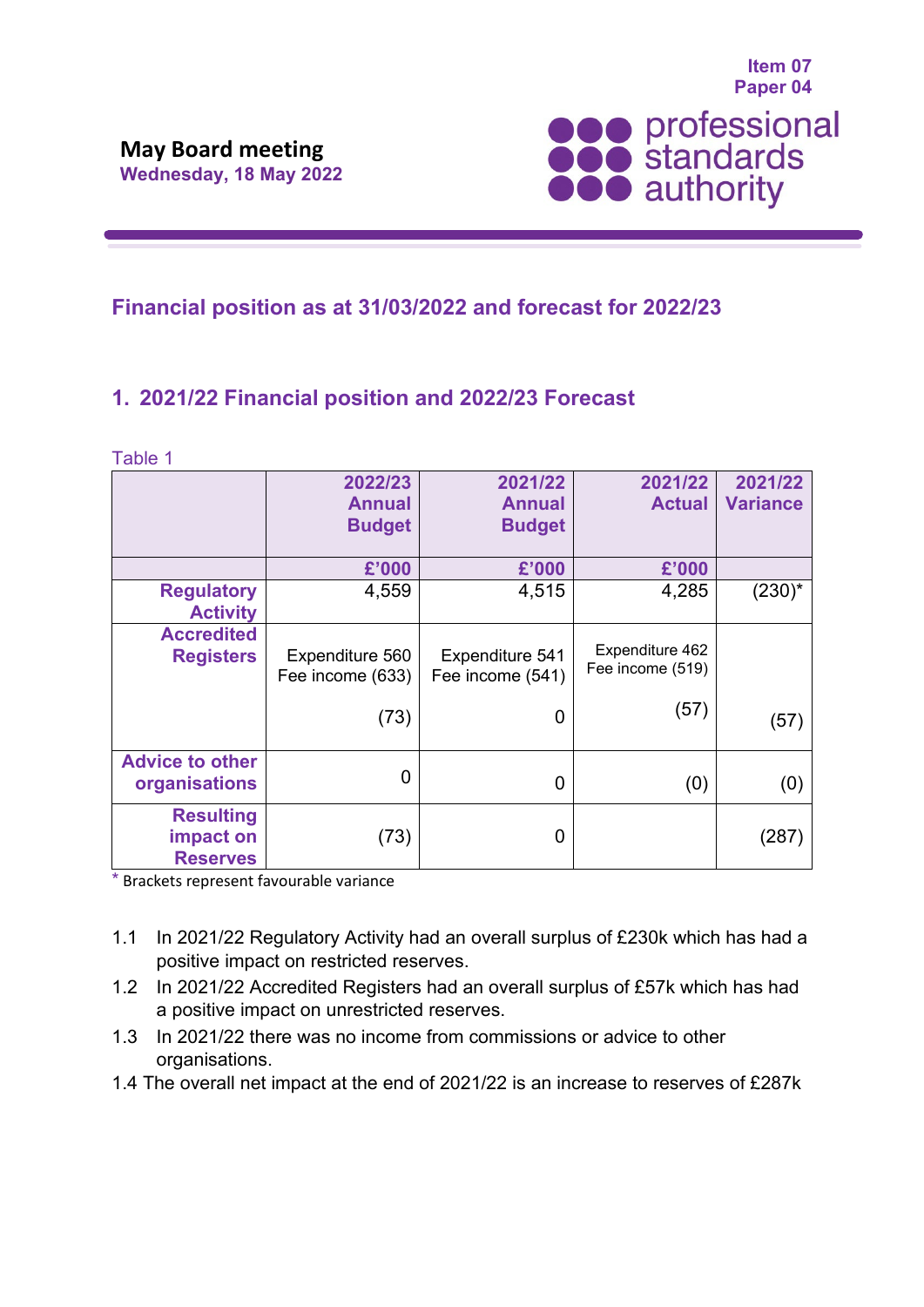Item 07
Paper 04

**May Board meeting**
**Wednesday, 18 May 2022**

professional standards authority

## Financial position as at 31/03/2022 and forecast for 2022/23

## 1. 2021/22 Financial position and 2022/23 Forecast

Table 1

| | 2022/23 Annual Budget | 2021/22 Annual Budget | 2021/22 Actual | 2021/22 Variance |
|---|---|---|---|---|
| | £'000 | £'000 | £'000 | |
| **Regulatory Activity** | 4,559 | 4,515 | 4,285 | (230)* |
| **Accredited Registers** | Expenditure 560<br>Fee income (633)<br><br>(73) | Expenditure 541<br>Fee income (541)<br><br>0 | Expenditure 462<br>Fee income (519)<br><br>(57) | <br><br><br>(57) |
| **Advice to other organisations** | 0 | 0 | (0) | (0) |
| **Resulting impact on Reserves** | (73) | 0 | | (287) |

\* Brackets represent favourable variance

1.1 In 2021/22 Regulatory Activity had an overall surplus of £230k which has had a positive impact on restricted reserves.

1.2 In 2021/22 Accredited Registers had an overall surplus of £57k which has had a positive impact on unrestricted reserves.

1.3 In 2021/22 there was no income from commissions or advice to other organisations.

1.4 The overall net impact at the end of 2021/22 is an increase to reserves of £287k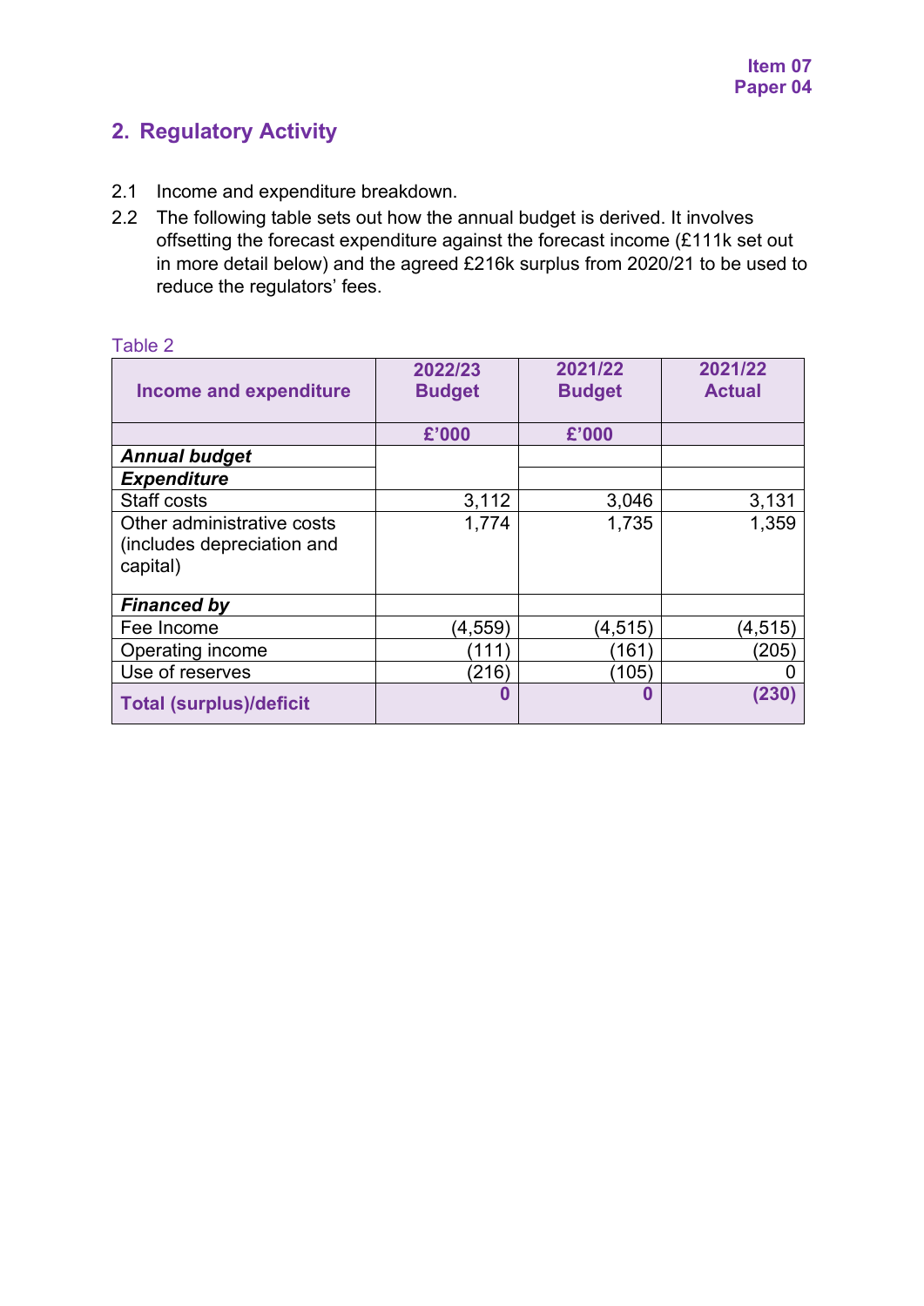## 2. Regulatory Activity

2.1 Income and expenditure breakdown.

2.2 The following table sets out how the annual budget is derived. It involves offsetting the forecast expenditure against the forecast income (£111k set out in more detail below) and the agreed £216k surplus from 2020/21 to be used to reduce the regulators' fees.

Table 2

| Income and expenditure | 2022/23 Budget | 2021/22 Budget | 2021/22 Actual |
|---|---|---|---|
| | £'000 | £'000 | |
| ***Annual budget*** | | | |
| ***Expenditure*** | | | |
| Staff costs | 3,112 | 3,046 | 3,131 |
| Other administrative costs (includes depreciation and capital) | 1,774 | 1,735 | 1,359 |
| ***Financed by*** | | | |
| Fee Income | (4,559) | (4,515) | (4,515) |
| Operating income | (111) | (161) | (205) |
| Use of reserves | (216) | (105) | 0 |
| **Total (surplus)/deficit** | **0** | **0** | **(230)** |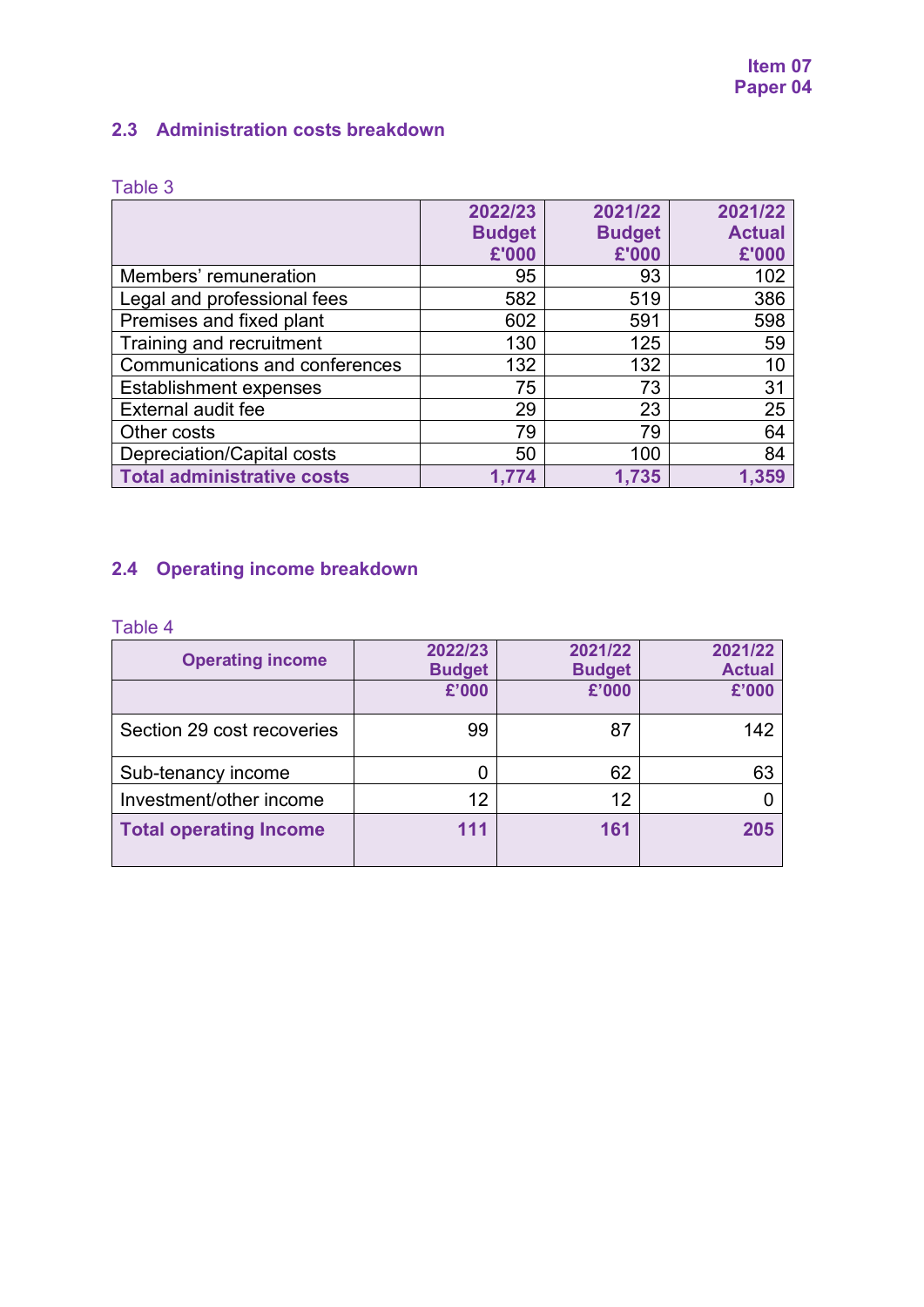### 2.3 Administration costs breakdown

Table 3

| | 2022/23 Budget £'000 | 2021/22 Budget £'000 | 2021/22 Actual £'000 |
|---|---|---|---|
| Members' remuneration | 95 | 93 | 102 |
| Legal and professional fees | 582 | 519 | 386 |
| Premises and fixed plant | 602 | 591 | 598 |
| Training and recruitment | 130 | 125 | 59 |
| Communications and conferences | 132 | 132 | 10 |
| Establishment expenses | 75 | 73 | 31 |
| External audit fee | 29 | 23 | 25 |
| Other costs | 79 | 79 | 64 |
| Depreciation/Capital costs | 50 | 100 | 84 |
| **Total administrative costs** | **1,774** | **1,735** | **1,359** |

### 2.4 Operating income breakdown

Table 4

| Operating income | 2022/23 Budget £'000 | 2021/22 Budget £'000 | 2021/22 Actual £'000 |
|---|---|---|---|
| Section 29 cost recoveries | 99 | 87 | 142 |
| Sub-tenancy income | 0 | 62 | 63 |
| Investment/other income | 12 | 12 | 0 |
| **Total operating Income** | **111** | **161** | **205** |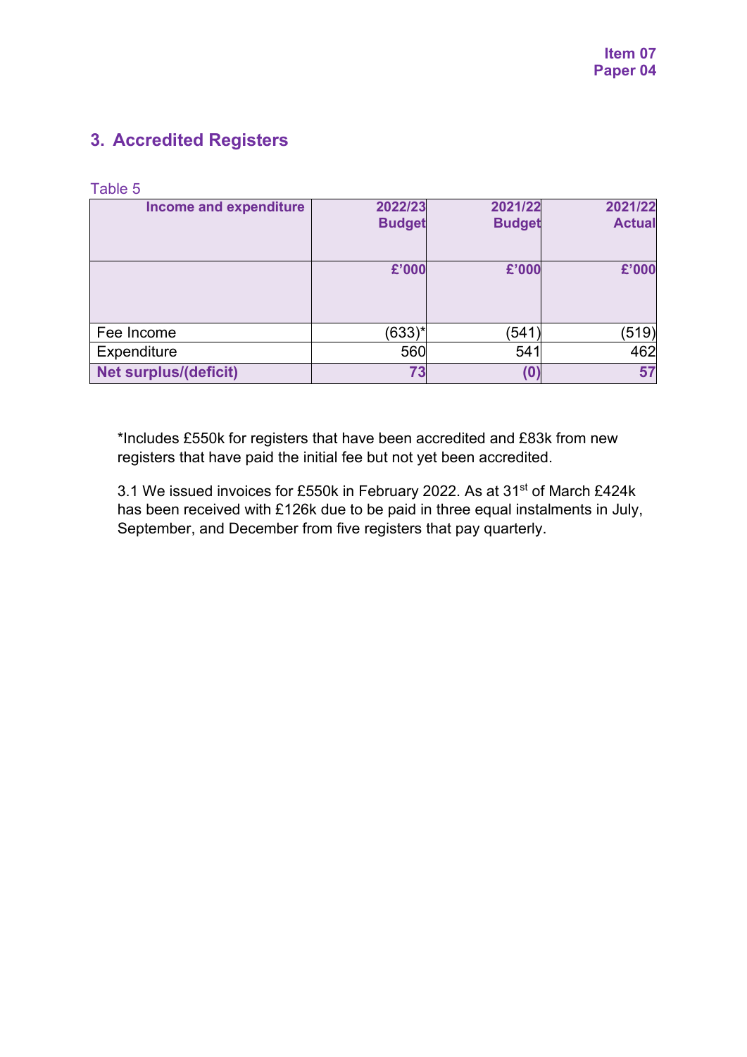## 3. Accredited Registers

Table 5

| Income and expenditure | 2022/23 Budget | 2021/22 Budget | 2021/22 Actual |
|---|---|---|---|
| | £'000 | £'000 | £'000 |
| Fee Income | (633)* | (541) | (519) |
| Expenditure | 560 | 541 | 462 |
| **Net surplus/(deficit)** | **73** | **(0)** | **57** |

*Includes £550k for registers that have been accredited and £83k from new registers that have paid the initial fee but not yet been accredited.

3.1 We issued invoices for £550k in February 2022. As at 31st of March £424k has been received with £126k due to be paid in three equal instalments in July, September, and December from five registers that pay quarterly.